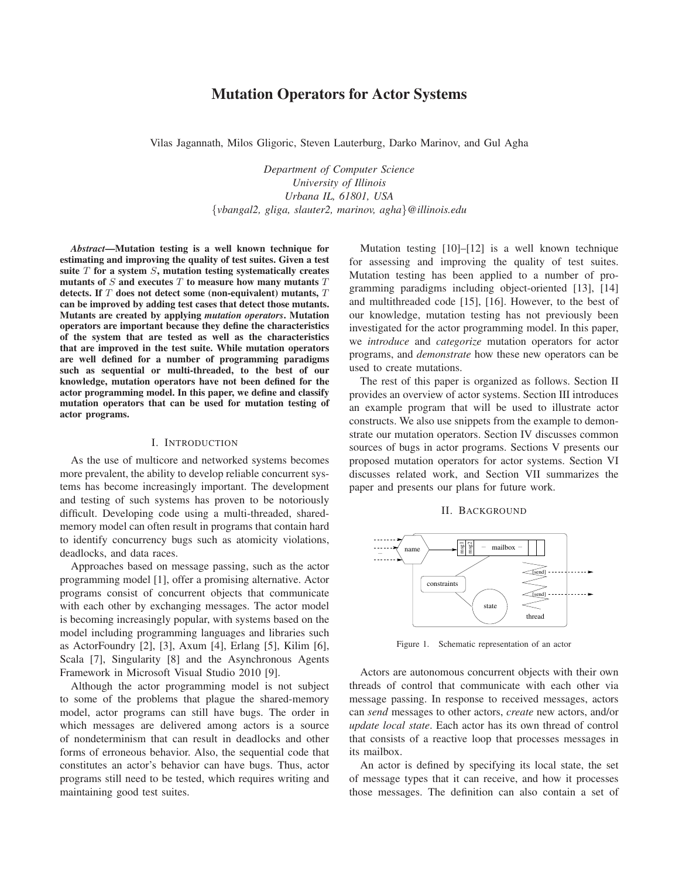# Mutation Operators for Actor Systems

Vilas Jagannath, Milos Gligoric, Steven Lauterburg, Darko Marinov, and Gul Agha

*Department of Computer Science*
*University of Illinois*
*Urbana IL, 61801, USA*
{*vbangal2, gliga, slauter2, marinov, agha*}*@illinois.edu*

***Abstract*—Mutation testing is a well known technique for estimating and improving the quality of test suites. Given a test suite $T$ for a system $S$, mutation testing systematically creates mutants of $S$ and executes $T$ to measure how many mutants $T$ detects. If $T$ does not detect some (non-equivalent) mutants, $T$ can be improved by adding test cases that detect those mutants. Mutants are created by applying *mutation operators*. Mutation operators are important because they define the characteristics of the system that are tested as well as the characteristics that are improved in the test suite. While mutation operators are well defined for a number of programming paradigms such as sequential or multi-threaded, to the best of our knowledge, mutation operators have not been defined for the actor programming model. In this paper, we define and classify mutation operators that can be used for mutation testing of actor programs.**

## I. Introduction

As the use of multicore and networked systems becomes more prevalent, the ability to develop reliable concurrent systems has become increasingly important. The development and testing of such systems has proven to be notoriously difficult. Developing code using a multi-threaded, shared-memory model can often result in programs that contain hard to identify concurrency bugs such as atomicity violations, deadlocks, and data races.

Approaches based on message passing, such as the actor programming model [1], offer a promising alternative. Actor programs consist of concurrent objects that communicate with each other by exchanging messages. The actor model is becoming increasingly popular, with systems based on the model including programming languages and libraries such as ActorFoundry [2], [3], Axum [4], Erlang [5], Kilim [6], Scala [7], Singularity [8] and the Asynchronous Agents Framework in Microsoft Visual Studio 2010 [9].

Although the actor programming model is not subject to some of the problems that plague the shared-memory model, actor programs can still have bugs. The order in which messages are delivered among actors is a source of nondeterminism that can result in deadlocks and other forms of erroneous behavior. Also, the sequential code that constitutes an actor's behavior can have bugs. Thus, actor programs still need to be tested, which requires writing and maintaining good test suites.

Mutation testing [10]–[12] is a well known technique for assessing and improving the quality of test suites. Mutation testing has been applied to a number of programming paradigms including object-oriented [13], [14] and multithreaded code [15], [16]. However, to the best of our knowledge, mutation testing has not previously been investigated for the actor programming model. In this paper, we *introduce* and *categorize* mutation operators for actor programs, and *demonstrate* how these new operators can be used to create mutations.

The rest of this paper is organized as follows. Section II provides an overview of actor systems. Section III introduces an example program that will be used to illustrate actor constructs. We also use snippets from the example to demonstrate our mutation operators. Section IV discusses common sources of bugs in actor programs. Sections V presents our proposed mutation operators for actor systems. Section VI discusses related work, and Section VII summarizes the paper and presents our plans for future work.

## II. Background

Figure 1. Schematic representation of an actor

Actors are autonomous concurrent objects with their own threads of control that communicate with each other via message passing. In response to received messages, actors can *send* messages to other actors, *create* new actors, and/or *update local state*. Each actor has its own thread of control that consists of a reactive loop that processes messages in its mailbox.

An actor is defined by specifying its local state, the set of message types that it can receive, and how it processes those messages. The definition can also contain a set of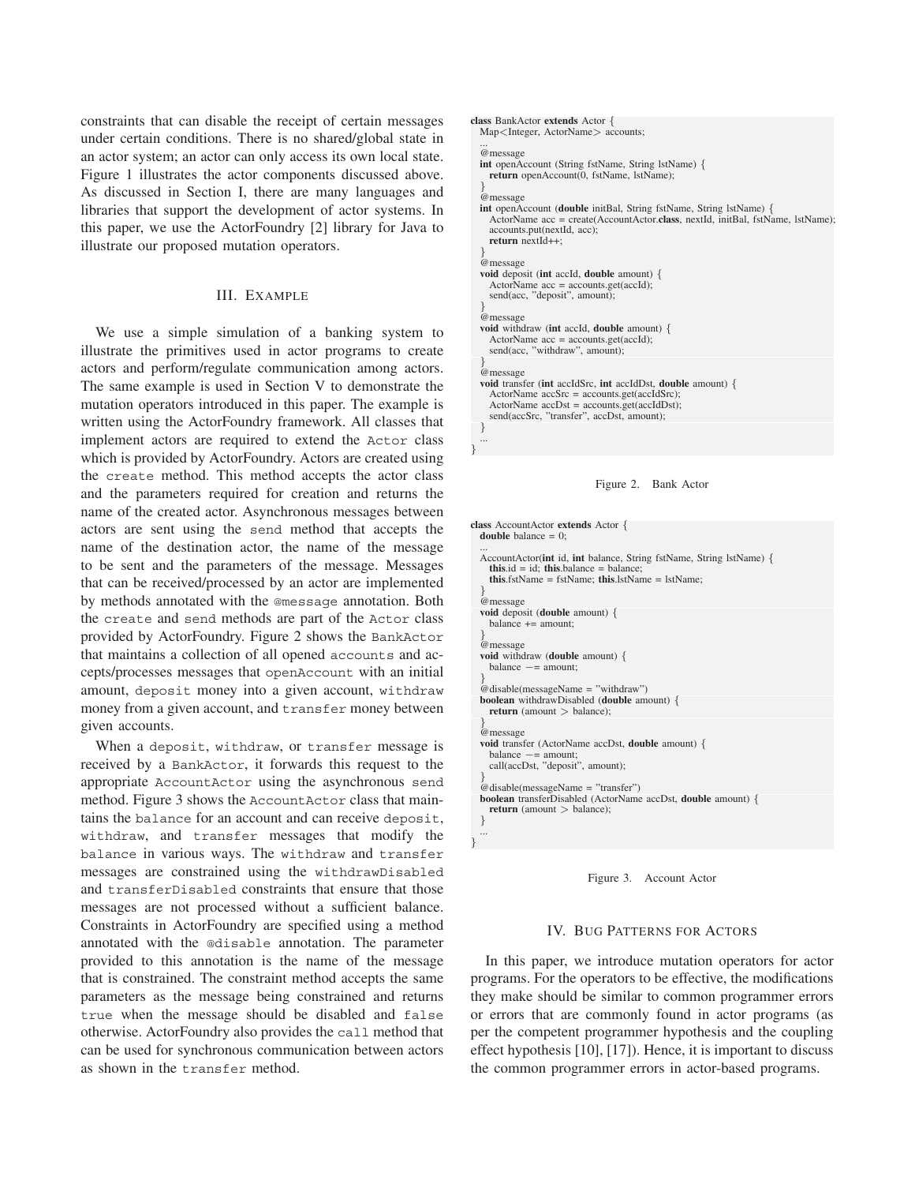constraints that can disable the receipt of certain messages under certain conditions. There is no shared/global state in an actor system; an actor can only access its own local state. Figure 1 illustrates the actor components discussed above. As discussed in Section I, there are many languages and libraries that support the development of actor systems. In this paper, we use the ActorFoundry [2] library for Java to illustrate our proposed mutation operators.

## III. Example

We use a simple simulation of a banking system to illustrate the primitives used in actor programs to create actors and perform/regulate communication among actors. The same example is used in Section V to demonstrate the mutation operators introduced in this paper. The example is written using the ActorFoundry framework. All classes that implement actors are required to extend the `Actor` class which is provided by ActorFoundry. Actors are created using the `create` method. This method accepts the actor class and the parameters required for creation and returns the name of the created actor. Asynchronous messages between actors are sent using the `send` method that accepts the name of the destination actor, the name of the message to be sent and the parameters of the message. Messages that can be received/processed by an actor are implemented by methods annotated with the `@message` annotation. Both the `create` and `send` methods are part of the `Actor` class provided by ActorFoundry. Figure 2 shows the `BankActor` that maintains a collection of all opened `accounts` and accepts/processes messages that `openAccount` with an initial amount, `deposit` money into a given account, `withdraw` money from a given account, and `transfer` money between given accounts.

When a `deposit`, `withdraw`, or `transfer` message is received by a `BankActor`, it forwards this request to the appropriate `AccountActor` using the asynchronous `send` method. Figure 3 shows the `AccountActor` class that maintains the `balance` for an account and can receive `deposit`, `withdraw`, and `transfer` messages that modify the `balance` in various ways. The `withdraw` and `transfer` messages are constrained using the `withdrawDisabled` and `transferDisabled` constraints that ensure that those messages are not processed without a sufficient balance. Constraints in ActorFoundry are specified using a method annotated with the `@disable` annotation. The parameter provided to this annotation is the name of the message that is constrained. The constraint method accepts the same parameters as the message being constrained and returns `true` when the message should be disabled and `false` otherwise. ActorFoundry also provides the `call` method that can be used for synchronous communication between actors as shown in the `transfer` method.

```
class BankActor extends Actor {
  Map<Integer, ActorName> accounts;
  ...
  @message
  int openAccount (String fstName, String lstName) {
    return openAccount(0, fstName, lstName);
  }
  @message
  int openAccount (double initBal, String fstName, String lstName) {
    ActorName acc = create(AccountActor.class, nextId, initBal, fstName, lstName);
    accounts.put(nextId, acc);
    return nextId++;
  }
  @message
  void deposit (int accId, double amount) {
    ActorName acc = accounts.get(accId);
    send(acc, "deposit", amount);
  }
  @message
  void withdraw (int accId, double amount) {
    ActorName acc = accounts.get(accId);
    send(acc, "withdraw", amount);
  }
  @message
  void transfer (int accIdSrc, int accIdDst, double amount) {
    ActorName accSrc = accounts.get(accIdSrc);
    ActorName accDst = accounts.get(accIdDst);
    send(accSrc, "transfer", accDst, amount);
  }
  ...
}
```

Figure 2. Bank Actor

```
class AccountActor extends Actor {
  double balance = 0;
  ...
  AccountActor(int id, int balance, String fstName, String lstName) {
    this.id = id; this.balance = balance;
    this.fstName = fstName; this.lstName = lstName;
  }
  @message
  void deposit (double amount) {
    balance += amount;
  }
  @message
  void withdraw (double amount) {
    balance −= amount;
  }
  @disable(messageName = "withdraw")
  boolean withdrawDisabled (double amount) {
    return (amount > balance);
  }
  @message
  void transfer (ActorName accDst, double amount) {
    balance −= amount;
    call(accDst, "deposit", amount);
  }
  @disable(messageName = "transfer")
  boolean transferDisabled (ActorName accDst, double amount) {
    return (amount > balance);
  }
  ...
}
```

Figure 3. Account Actor

## IV. Bug Patterns for Actors

In this paper, we introduce mutation operators for actor programs. For the operators to be effective, the modifications they make should be similar to common programmer errors or errors that are commonly found in actor programs (as per the competent programmer hypothesis and the coupling effect hypothesis [10], [17]). Hence, it is important to discuss the common programmer errors in actor-based programs.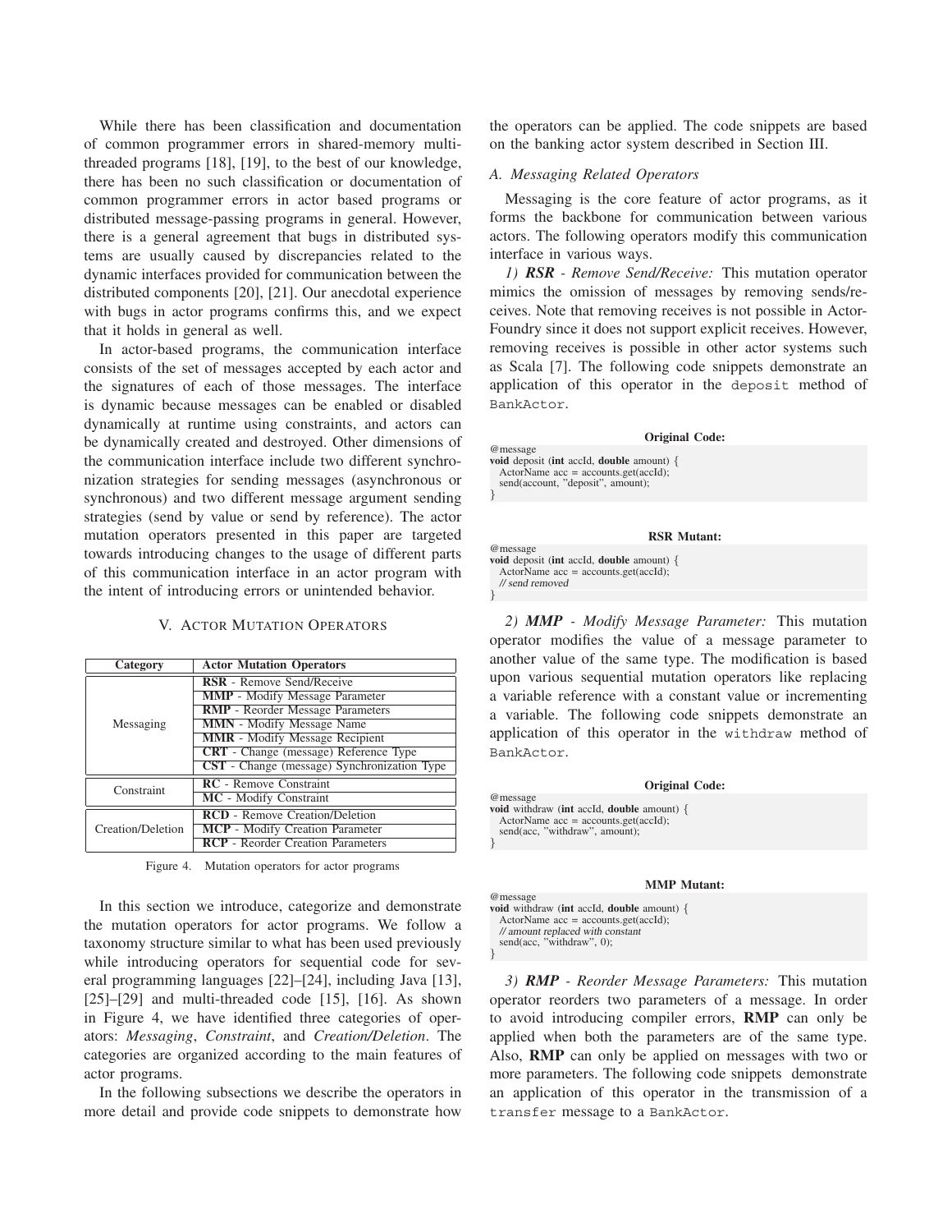While there has been classification and documentation of common programmer errors in shared-memory multi-threaded programs [18], [19], to the best of our knowledge, there has been no such classification or documentation of common programmer errors in actor based programs or distributed message-passing programs in general. However, there is a general agreement that bugs in distributed systems are usually caused by discrepancies related to the dynamic interfaces provided for communication between the distributed components [20], [21]. Our anecdotal experience with bugs in actor programs confirms this, and we expect that it holds in general as well.

In actor-based programs, the communication interface consists of the set of messages accepted by each actor and the signatures of each of those messages. The interface is dynamic because messages can be enabled or disabled dynamically at runtime using constraints, and actors can be dynamically created and destroyed. Other dimensions of the communication interface include two different synchronization strategies for sending messages (asynchronous or synchronous) and two different message argument sending strategies (send by value or send by reference). The actor mutation operators presented in this paper are targeted towards introducing changes to the usage of different parts of this communication interface in an actor program with the intent of introducing errors or unintended behavior.

## V. Actor Mutation Operators

| Category | Actor Mutation Operators |
|---|---|
| Messaging | **RSR** - Remove Send/Receive |
| | **MMP** - Modify Message Parameter |
| | **RMP** - Reorder Message Parameters |
| | **MMN** - Modify Message Name |
| | **MMR** - Modify Message Recipient |
| | **CRT** - Change (message) Reference Type |
| | **CST** - Change (message) Synchronization Type |
| Constraint | **RC** - Remove Constraint |
| | **MC** - Modify Constraint |
| Creation/Deletion | **RCD** - Remove Creation/Deletion |
| | **MCP** - Modify Creation Parameter |
| | **RCP** - Reorder Creation Parameters |

Figure 4. Mutation operators for actor programs

In this section we introduce, categorize and demonstrate the mutation operators for actor programs. We follow a taxonomy structure similar to what has been used previously while introducing operators for sequential code for several programming languages [22]–[24], including Java [13], [25]–[29] and multi-threaded code [15], [16]. As shown in Figure 4, we have identified three categories of operators: *Messaging*, *Constraint*, and *Creation/Deletion*. The categories are organized according to the main features of actor programs.

In the following subsections we describe the operators in more detail and provide code snippets to demonstrate how the operators can be applied. The code snippets are based on the banking actor system described in Section III.

### A. Messaging Related Operators

Messaging is the core feature of actor programs, as it forms the backbone for communication between various actors. The following operators modify this communication interface in various ways.

*1)* ***RSR*** *- Remove Send/Receive:* This mutation operator mimics the omission of messages by removing sends/receives. Note that removing receives is not possible in ActorFoundry since it does not support explicit receives. However, removing receives is possible in other actor systems such as Scala [7]. The following code snippets demonstrate an application of this operator in the `deposit` method of `BankActor`.

**Original Code:**

```
@message
void deposit (int accId, double amount) {
  ActorName acc = accounts.get(accId);
  send(account, "deposit", amount);
}
```

**RSR Mutant:**

```
@message
void deposit (int accId, double amount) {
  ActorName acc = accounts.get(accId);
  // send removed
}
```

*2)* ***MMP*** *- Modify Message Parameter:* This mutation operator modifies the value of a message parameter to another value of the same type. The modification is based upon various sequential mutation operators like replacing a variable reference with a constant value or incrementing a variable. The following code snippets demonstrate an application of this operator in the `withdraw` method of `BankActor`.

**Original Code:**

```
@message
void withdraw (int accId, double amount) {
  ActorName acc = accounts.get(accId);
  send(acc, "withdraw", amount);
}
```

**MMP Mutant:**

```
@message
void withdraw (int accId, double amount) {
  ActorName acc = accounts.get(accId);
  // amount replaced with constant
  send(acc, "withdraw", 0);
}
```

*3)* ***RMP*** *- Reorder Message Parameters:* This mutation operator reorders two parameters of a message. In order to avoid introducing compiler errors, **RMP** can only be applied when both the parameters are of the same type. Also, **RMP** can only be applied on messages with two or more parameters. The following code snippets demonstrate an application of this operator in the transmission of a `transfer` message to a `BankActor`.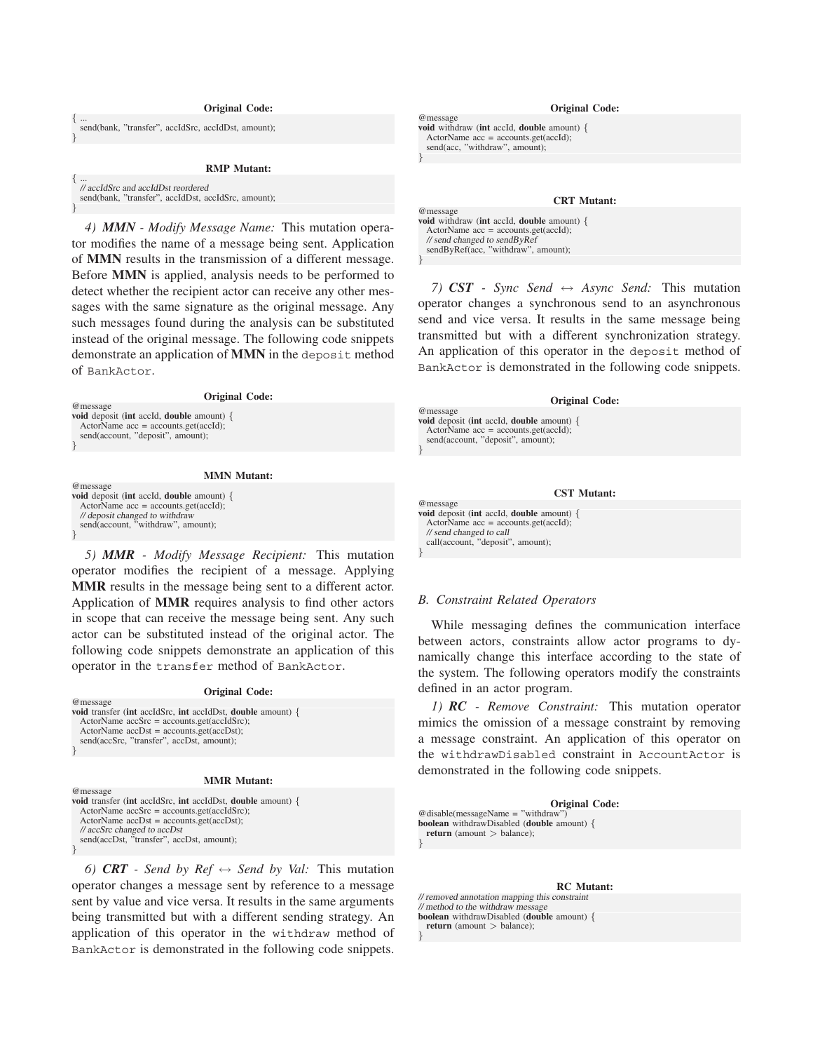**Original Code:**

```
{ ...
  send(bank, "transfer", accIdSrc, accIdDst, amount);
}
```

**RMP Mutant:**

```
{ ...
  // accIdSrc and accIdDst reordered
  send(bank, "transfer", accIdDst, accIdSrc, amount);
}
```

*4) **MMN** - Modify Message Name:* This mutation operator modifies the name of a message being sent. Application of **MMN** results in the transmission of a different message. Before **MMN** is applied, analysis needs to be performed to detect whether the recipient actor can receive any other messages with the same signature as the original message. Any such messages found during the analysis can be substituted instead of the original message. The following code snippets demonstrate an application of **MMN** in the `deposit` method of `BankActor`.

**Original Code:**

```
@message
void deposit (int accId, double amount) {
  ActorName acc = accounts.get(accId);
  send(account, "deposit", amount);
}
```

**MMN Mutant:**

```
@message
void deposit (int accId, double amount) {
  ActorName acc = accounts.get(accId);
  // deposit changed to withdraw
  send(account, "withdraw", amount);
}
```

*5) **MMR** - Modify Message Recipient:* This mutation operator modifies the recipient of a message. Applying **MMR** results in the message being sent to a different actor. Application of **MMR** requires analysis to find other actors in scope that can receive the message being sent. Any such actor can be substituted instead of the original actor. The following code snippets demonstrate an application of this operator in the `transfer` method of `BankActor`.

**Original Code:**

```
@message
void transfer (int accIdSrc, int accIdDst, double amount) {
  ActorName accSrc = accounts.get(accIdSrc);
  ActorName accDst = accounts.get(accDst);
  send(accSrc, "transfer", accDst, amount);
}
```

**MMR Mutant:**

```
@message
void transfer (int accIdSrc, int accIdDst, double amount) {
  ActorName accSrc = accounts.get(accIdSrc);
  ActorName accDst = accounts.get(accDst);
  // accSrc changed to accDst
  send(accDst, "transfer", accDst, amount);
}
```

*6) **CRT** - Send by Ref ↔ Send by Val:* This mutation operator changes a message sent by reference to a message sent by value and vice versa. It results in the same arguments being transmitted but with a different sending strategy. An application of this operator in the `withdraw` method of `BankActor` is demonstrated in the following code snippets.

**Original Code:**

```
@message
void withdraw (int accId, double amount) {
  ActorName acc = accounts.get(accId);
  send(acc, "withdraw", amount);
}
```

**CRT Mutant:**

```
@message
void withdraw (int accId, double amount) {
  ActorName acc = accounts.get(accId);
  // send changed to sendByRef
  sendByRef(acc, "withdraw", amount);
}
```

*7) **CST** - Sync Send ↔ Async Send:* This mutation operator changes a synchronous send to an asynchronous send and vice versa. It results in the same message being transmitted but with a different synchronization strategy. An application of this operator in the `deposit` method of `BankActor` is demonstrated in the following code snippets.

**Original Code:**

```
@message
void deposit (int accId, double amount) {
  ActorName acc = accounts.get(accId);
  send(account, "deposit", amount);
}
```

**CST Mutant:**

```
@message
void deposit (int accId, double amount) {
  ActorName acc = accounts.get(accId);
  // send changed to call
  call(account, "deposit", amount);
}
```

### *B. Constraint Related Operators*

While messaging defines the communication interface between actors, constraints allow actor programs to dynamically change this interface according to the state of the system. The following operators modify the constraints defined in an actor program.

*1) **RC** - Remove Constraint:* This mutation operator mimics the omission of a message constraint by removing a message constraint. An application of this operator on the `withdrawDisabled` constraint in `AccountActor` is demonstrated in the following code snippets.

**Original Code:**

```
@disable(messageName = "withdraw")
boolean withdrawDisabled (double amount) {
  return (amount > balance);
}
```

**RC Mutant:**

```
// removed annotation mapping this constraint
// method to the withdraw message
boolean withdrawDisabled (double amount) {
  return (amount > balance);
}
```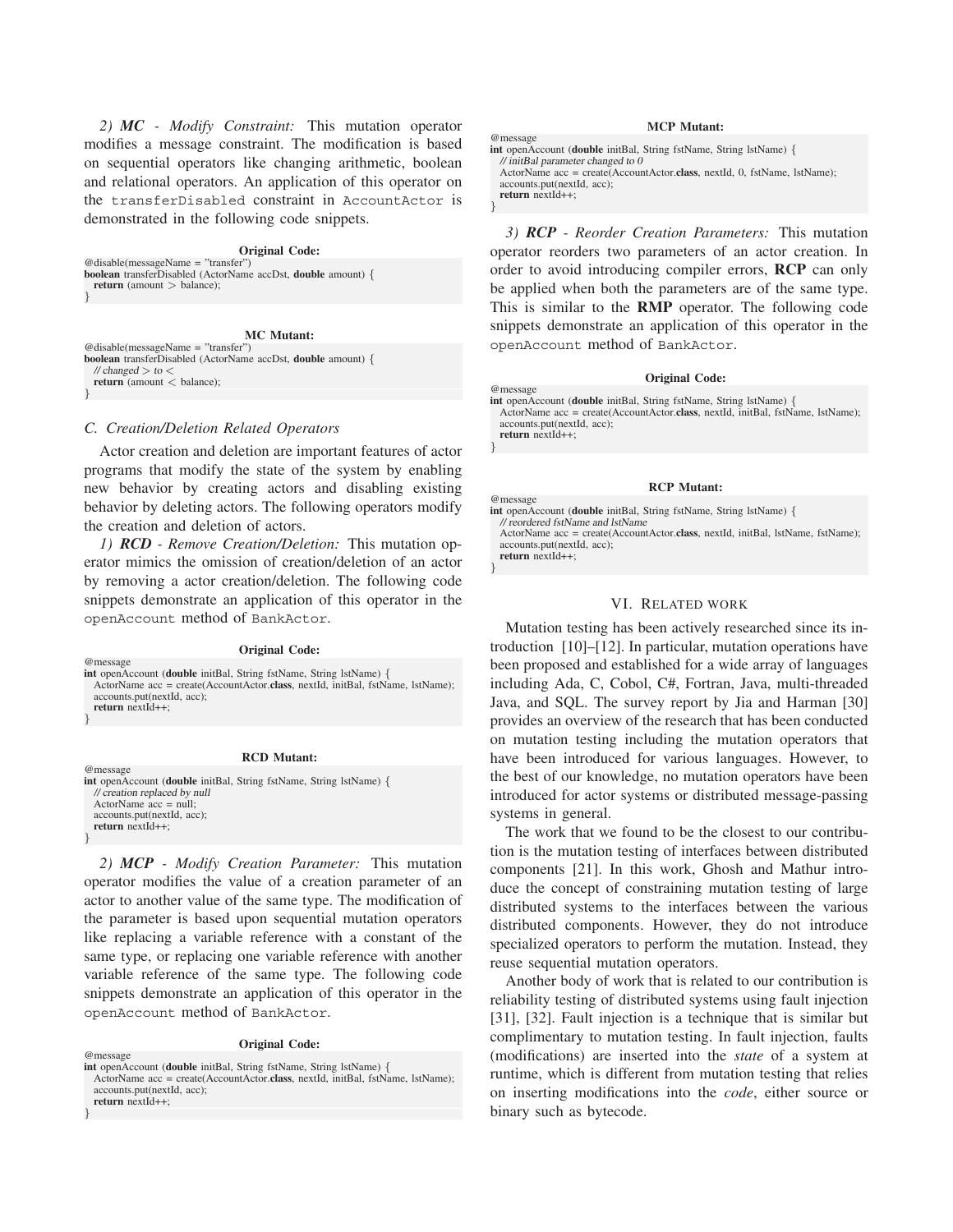*2) **MC** - Modify Constraint:* This mutation operator modifies a message constraint. The modification is based on sequential operators like changing arithmetic, boolean and relational operators. An application of this operator on the `transferDisabled` constraint in `AccountActor` is demonstrated in the following code snippets.

**Original Code:**

```
@disable(messageName = "transfer")
boolean transferDisabled (ActorName accDst, double amount) {
  return (amount > balance);
}
```

**MC Mutant:**

```
@disable(messageName = "transfer")
boolean transferDisabled (ActorName accDst, double amount) {
  // changed > to <
  return (amount < balance);
}
```

### C. Creation/Deletion Related Operators

Actor creation and deletion are important features of actor programs that modify the state of the system by enabling new behavior by creating actors and disabling existing behavior by deleting actors. The following operators modify the creation and deletion of actors.

*1) **RCD** - Remove Creation/Deletion:* This mutation operator mimics the omission of creation/deletion of an actor by removing a actor creation/deletion. The following code snippets demonstrate an application of this operator in the `openAccount` method of `BankActor`.

**Original Code:**

```
@message
int openAccount (double initBal, String fstName, String lstName) {
  ActorName acc = create(AccountActor.class, nextId, initBal, fstName, lstName);
  accounts.put(nextId, acc);
  return nextId++;
}
```

**RCD Mutant:**

```
@message
int openAccount (double initBal, String fstName, String lstName) {
  // creation replaced by null
  ActorName acc = null;
  accounts.put(nextId, acc);
  return nextId++;
}
```

*2) **MCP** - Modify Creation Parameter:* This mutation operator modifies the value of a creation parameter of an actor to another value of the same type. The modification of the parameter is based upon sequential mutation operators like replacing a variable reference with a constant of the same type, or replacing one variable reference with another variable reference of the same type. The following code snippets demonstrate an application of this operator in the `openAccount` method of `BankActor`.

**Original Code:**

```
@message
int openAccount (double initBal, String fstName, String lstName) {
  ActorName acc = create(AccountActor.class, nextId, initBal, fstName, lstName);
  accounts.put(nextId, acc);
  return nextId++;
}
```

**MCP Mutant:**

```
@message
int openAccount (double initBal, String fstName, String lstName) {
  // initBal parameter changed to 0
  ActorName acc = create(AccountActor.class, nextId, 0, fstName, lstName);
  accounts.put(nextId, acc);
  return nextId++;
}
```

*3) **RCP** - Reorder Creation Parameters:* This mutation operator reorders two parameters of an actor creation. In order to avoid introducing compiler errors, **RCP** can only be applied when both the parameters are of the same type. This is similar to the **RMP** operator. The following code snippets demonstrate an application of this operator in the `openAccount` method of `BankActor`.

**Original Code:**

```
@message
int openAccount (double initBal, String fstName, String lstName) {
  ActorName acc = create(AccountActor.class, nextId, initBal, fstName, lstName);
  accounts.put(nextId, acc);
  return nextId++;
}
```

**RCP Mutant:**

```
@message
int openAccount (double initBal, String fstName, String lstName) {
  // reordered fstName and lstName
  ActorName acc = create(AccountActor.class, nextId, initBal, lstName, fstName);
  accounts.put(nextId, acc);
  return nextId++;
}
```

## VI. Related work

Mutation testing has been actively researched since its introduction [10]–[12]. In particular, mutation operations have been proposed and established for a wide array of languages including Ada, C, Cobol, C#, Fortran, Java, multi-threaded Java, and SQL. The survey report by Jia and Harman [30] provides an overview of the research that has been conducted on mutation testing including the mutation operators that have been introduced for various languages. However, to the best of our knowledge, no mutation operators have been introduced for actor systems or distributed message-passing systems in general.

The work that we found to be the closest to our contribution is the mutation testing of interfaces between distributed components [21]. In this work, Ghosh and Mathur introduce the concept of constraining mutation testing of large distributed systems to the interfaces between the various distributed components. However, they do not introduce specialized operators to perform the mutation. Instead, they reuse sequential mutation operators.

Another body of work that is related to our contribution is reliability testing of distributed systems using fault injection [31], [32]. Fault injection is a technique that is similar but complimentary to mutation testing. In fault injection, faults (modifications) are inserted into the *state* of a system at runtime, which is different from mutation testing that relies on inserting modifications into the *code*, either source or binary such as bytecode.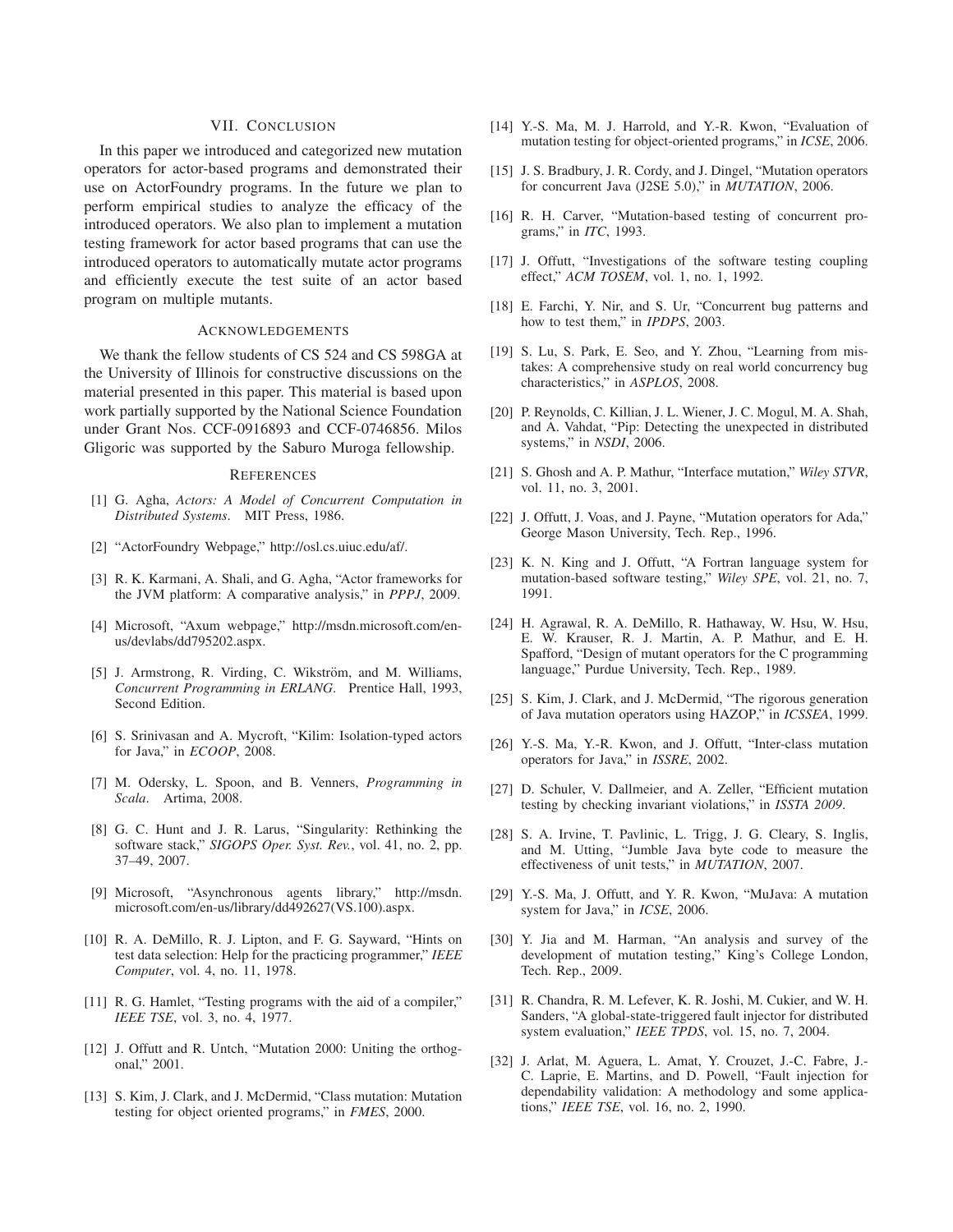## VII. Conclusion

In this paper we introduced and categorized new mutation operators for actor-based programs and demonstrated their use on ActorFoundry programs. In the future we plan to perform empirical studies to analyze the efficacy of the introduced operators. We also plan to implement a mutation testing framework for actor based programs that can use the introduced operators to automatically mutate actor programs and efficiently execute the test suite of an actor based program on multiple mutants.

## Acknowledgements

We thank the fellow students of CS 524 and CS 598GA at the University of Illinois for constructive discussions on the material presented in this paper. This material is based upon work partially supported by the National Science Foundation under Grant Nos. CCF-0916893 and CCF-0746856. Milos Gligoric was supported by the Saburo Muroga fellowship.

## References

[1] G. Agha, *Actors: A Model of Concurrent Computation in Distributed Systems*. MIT Press, 1986.

[2] "ActorFoundry Webpage," http://osl.cs.uiuc.edu/af/.

[3] R. K. Karmani, A. Shali, and G. Agha, "Actor frameworks for the JVM platform: A comparative analysis," in *PPPJ*, 2009.

[4] Microsoft, "Axum webpage," http://msdn.microsoft.com/en-us/devlabs/dd795202.aspx.

[5] J. Armstrong, R. Virding, C. Wikström, and M. Williams, *Concurrent Programming in ERLANG*. Prentice Hall, 1993, Second Edition.

[6] S. Srinivasan and A. Mycroft, "Kilim: Isolation-typed actors for Java," in *ECOOP*, 2008.

[7] M. Odersky, L. Spoon, and B. Venners, *Programming in Scala*. Artima, 2008.

[8] G. C. Hunt and J. R. Larus, "Singularity: Rethinking the software stack," *SIGOPS Oper. Syst. Rev.*, vol. 41, no. 2, pp. 37–49, 2007.

[9] Microsoft, "Asynchronous agents library," http://msdn.microsoft.com/en-us/library/dd492627(VS.100).aspx.

[10] R. A. DeMillo, R. J. Lipton, and F. G. Sayward, "Hints on test data selection: Help for the practicing programmer," *IEEE Computer*, vol. 4, no. 11, 1978.

[11] R. G. Hamlet, "Testing programs with the aid of a compiler," *IEEE TSE*, vol. 3, no. 4, 1977.

[12] J. Offutt and R. Untch, "Mutation 2000: Uniting the orthogonal," 2001.

[13] S. Kim, J. Clark, and J. McDermid, "Class mutation: Mutation testing for object oriented programs," in *FMES*, 2000.

[14] Y.-S. Ma, M. J. Harrold, and Y.-R. Kwon, "Evaluation of mutation testing for object-oriented programs," in *ICSE*, 2006.

[15] J. S. Bradbury, J. R. Cordy, and J. Dingel, "Mutation operators for concurrent Java (J2SE 5.0)," in *MUTATION*, 2006.

[16] R. H. Carver, "Mutation-based testing of concurrent programs," in *ITC*, 1993.

[17] J. Offutt, "Investigations of the software testing coupling effect," *ACM TOSEM*, vol. 1, no. 1, 1992.

[18] E. Farchi, Y. Nir, and S. Ur, "Concurrent bug patterns and how to test them," in *IPDPS*, 2003.

[19] S. Lu, S. Park, E. Seo, and Y. Zhou, "Learning from mistakes: A comprehensive study on real world concurrency bug characteristics," in *ASPLOS*, 2008.

[20] P. Reynolds, C. Killian, J. L. Wiener, J. C. Mogul, M. A. Shah, and A. Vahdat, "Pip: Detecting the unexpected in distributed systems," in *NSDI*, 2006.

[21] S. Ghosh and A. P. Mathur, "Interface mutation," *Wiley STVR*, vol. 11, no. 3, 2001.

[22] J. Offutt, J. Voas, and J. Payne, "Mutation operators for Ada," George Mason University, Tech. Rep., 1996.

[23] K. N. King and J. Offutt, "A Fortran language system for mutation-based software testing," *Wiley SPE*, vol. 21, no. 7, 1991.

[24] H. Agrawal, R. A. DeMillo, R. Hathaway, W. Hsu, W. Hsu, E. W. Krauser, R. J. Martin, A. P. Mathur, and E. H. Spafford, "Design of mutant operators for the C programming language," Purdue University, Tech. Rep., 1989.

[25] S. Kim, J. Clark, and J. McDermid, "The rigorous generation of Java mutation operators using HAZOP," in *ICSSEA*, 1999.

[26] Y.-S. Ma, Y.-R. Kwon, and J. Offutt, "Inter-class mutation operators for Java," in *ISSRE*, 2002.

[27] D. Schuler, V. Dallmeier, and A. Zeller, "Efficient mutation testing by checking invariant violations," in *ISSTA 2009*.

[28] S. A. Irvine, T. Pavlinic, L. Trigg, J. G. Cleary, S. Inglis, and M. Utting, "Jumble Java byte code to measure the effectiveness of unit tests," in *MUTATION*, 2007.

[29] Y.-S. Ma, J. Offutt, and Y. R. Kwon, "MuJava: A mutation system for Java," in *ICSE*, 2006.

[30] Y. Jia and M. Harman, "An analysis and survey of the development of mutation testing," King's College London, Tech. Rep., 2009.

[31] R. Chandra, R. M. Lefever, K. R. Joshi, M. Cukier, and W. H. Sanders, "A global-state-triggered fault injector for distributed system evaluation," *IEEE TPDS*, vol. 15, no. 7, 2004.

[32] J. Arlat, M. Aguera, L. Amat, Y. Crouzet, J.-C. Fabre, J.-C. Laprie, E. Martins, and D. Powell, "Fault injection for dependability validation: A methodology and some applications," *IEEE TSE*, vol. 16, no. 2, 1990.